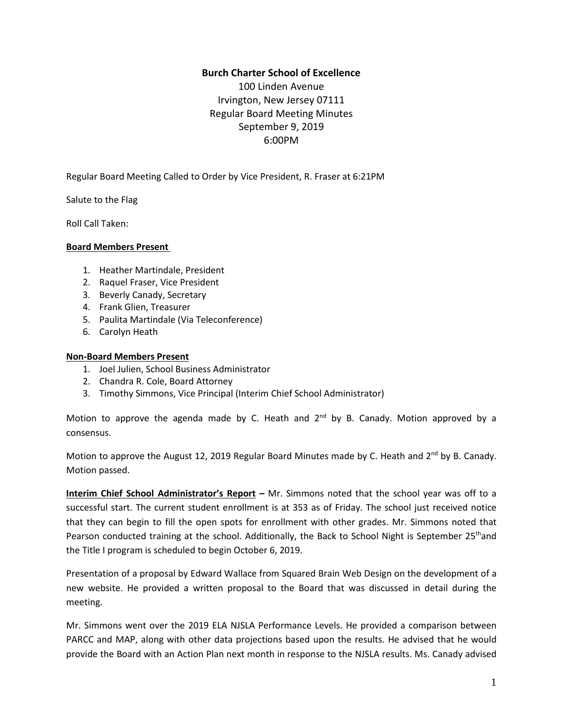**Burch Charter School of Excellence**

100 Linden Avenue
Irvington, New Jersey 07111
Regular Board Meeting Minutes
September 9, 2019
6:00PM

Regular Board Meeting Called to Order by Vice President, R. Fraser at 6:21PM

Salute to the Flag

Roll Call Taken:

**Board Members Present**

1. Heather Martindale, President
2. Raquel Fraser, Vice President
3. Beverly Canady, Secretary
4. Frank Glien, Treasurer
5. Paulita Martindale (Via Teleconference)
6. Carolyn Heath

**Non-Board Members Present**

1. Joel Julien, School Business Administrator
2. Chandra R. Cole, Board Attorney
3. Timothy Simmons, Vice Principal (Interim Chief School Administrator)

Motion to approve the agenda made by C. Heath and 2nd by B. Canady. Motion approved by a consensus.

Motion to approve the August 12, 2019 Regular Board Minutes made by C. Heath and 2nd by B. Canady. Motion passed.

**Interim Chief School Administrator's Report** – Mr. Simmons noted that the school year was off to a successful start. The current student enrollment is at 353 as of Friday. The school just received notice that they can begin to fill the open spots for enrollment with other grades. Mr. Simmons noted that Pearson conducted training at the school. Additionally, the Back to School Night is September 25th and the Title I program is scheduled to begin October 6, 2019.

Presentation of a proposal by Edward Wallace from Squared Brain Web Design on the development of a new website. He provided a written proposal to the Board that was discussed in detail during the meeting.

Mr. Simmons went over the 2019 ELA NJSLA Performance Levels. He provided a comparison between PARCC and MAP, along with other data projections based upon the results. He advised that he would provide the Board with an Action Plan next month in response to the NJSLA results. Ms. Canady advised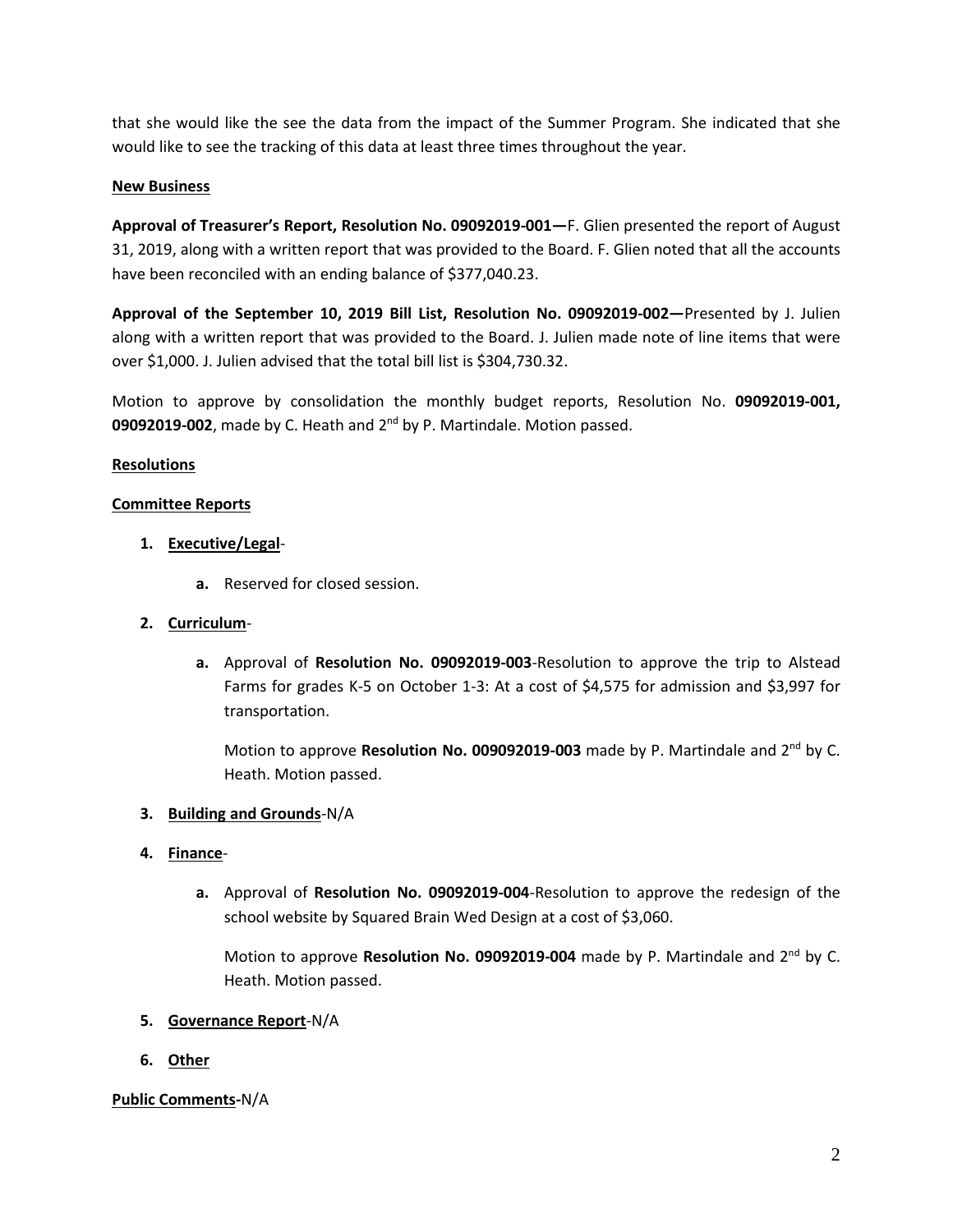that she would like the see the data from the impact of the Summer Program. She indicated that she would like to see the tracking of this data at least three times throughout the year.

**New Business**

**Approval of Treasurer's Report, Resolution No. 09092019-001—**F. Glien presented the report of August 31, 2019, along with a written report that was provided to the Board. F. Glien noted that all the accounts have been reconciled with an ending balance of $377,040.23.

**Approval of the September 10, 2019 Bill List, Resolution No. 09092019-002—**Presented by J. Julien along with a written report that was provided to the Board. J. Julien made note of line items that were over $1,000. J. Julien advised that the total bill list is $304,730.32.

Motion to approve by consolidation the monthly budget reports, Resolution No. **09092019-001, 09092019-002**, made by C. Heath and 2nd by P. Martindale. Motion passed.

**Resolutions**

**Committee Reports**

1. **Executive/Legal**-
   a. Reserved for closed session.
2. **Curriculum**-
   a. Approval of **Resolution No. 09092019-003**-Resolution to approve the trip to Alstead Farms for grades K-5 on October 1-3: At a cost of $4,575 for admission and $3,997 for transportation.

      Motion to approve **Resolution No. 009092019-003** made by P. Martindale and 2nd by C. Heath. Motion passed.
3. **Building and Grounds**-N/A
4. **Finance**-
   a. Approval of **Resolution No. 09092019-004**-Resolution to approve the redesign of the school website by Squared Brain Wed Design at a cost of $3,060.

      Motion to approve **Resolution No. 09092019-004** made by P. Martindale and 2nd by C. Heath. Motion passed.
5. **Governance Report**-N/A
6. **Other**

**Public Comments-**N/A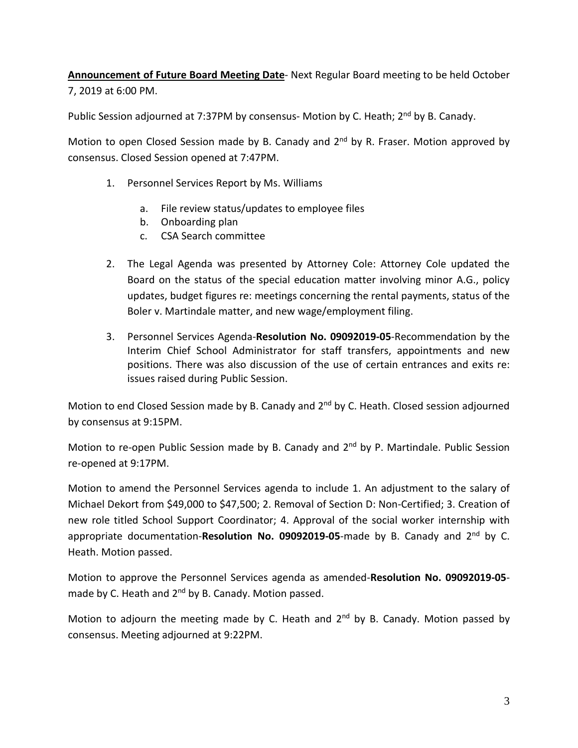**<u>Announcement of Future Board Meeting Date</u>**- Next Regular Board meeting to be held October 7, 2019 at 6:00 PM.

Public Session adjourned at 7:37PM by consensus- Motion by C. Heath; 2nd by B. Canady.

Motion to open Closed Session made by B. Canady and 2nd by R. Fraser. Motion approved by consensus. Closed Session opened at 7:47PM.

1. Personnel Services Report by Ms. Williams
   a. File review status/updates to employee files
   b. Onboarding plan
   c. CSA Search committee

2. The Legal Agenda was presented by Attorney Cole: Attorney Cole updated the Board on the status of the special education matter involving minor A.G., policy updates, budget figures re: meetings concerning the rental payments, status of the Boler v. Martindale matter, and new wage/employment filing.

3. Personnel Services Agenda-**Resolution No. 09092019-05**-Recommendation by the Interim Chief School Administrator for staff transfers, appointments and new positions. There was also discussion of the use of certain entrances and exits re: issues raised during Public Session.

Motion to end Closed Session made by B. Canady and 2nd by C. Heath. Closed session adjourned by consensus at 9:15PM.

Motion to re-open Public Session made by B. Canady and 2nd by P. Martindale. Public Session re-opened at 9:17PM.

Motion to amend the Personnel Services agenda to include 1. An adjustment to the salary of Michael Dekort from $49,000 to $47,500; 2. Removal of Section D: Non-Certified; 3. Creation of new role titled School Support Coordinator; 4. Approval of the social worker internship with appropriate documentation-**Resolution No. 09092019-05**-made by B. Canady and 2nd by C. Heath. Motion passed.

Motion to approve the Personnel Services agenda as amended-**Resolution No. 09092019-05**-made by C. Heath and 2nd by B. Canady. Motion passed.

Motion to adjourn the meeting made by C. Heath and 2nd by B. Canady. Motion passed by consensus. Meeting adjourned at 9:22PM.